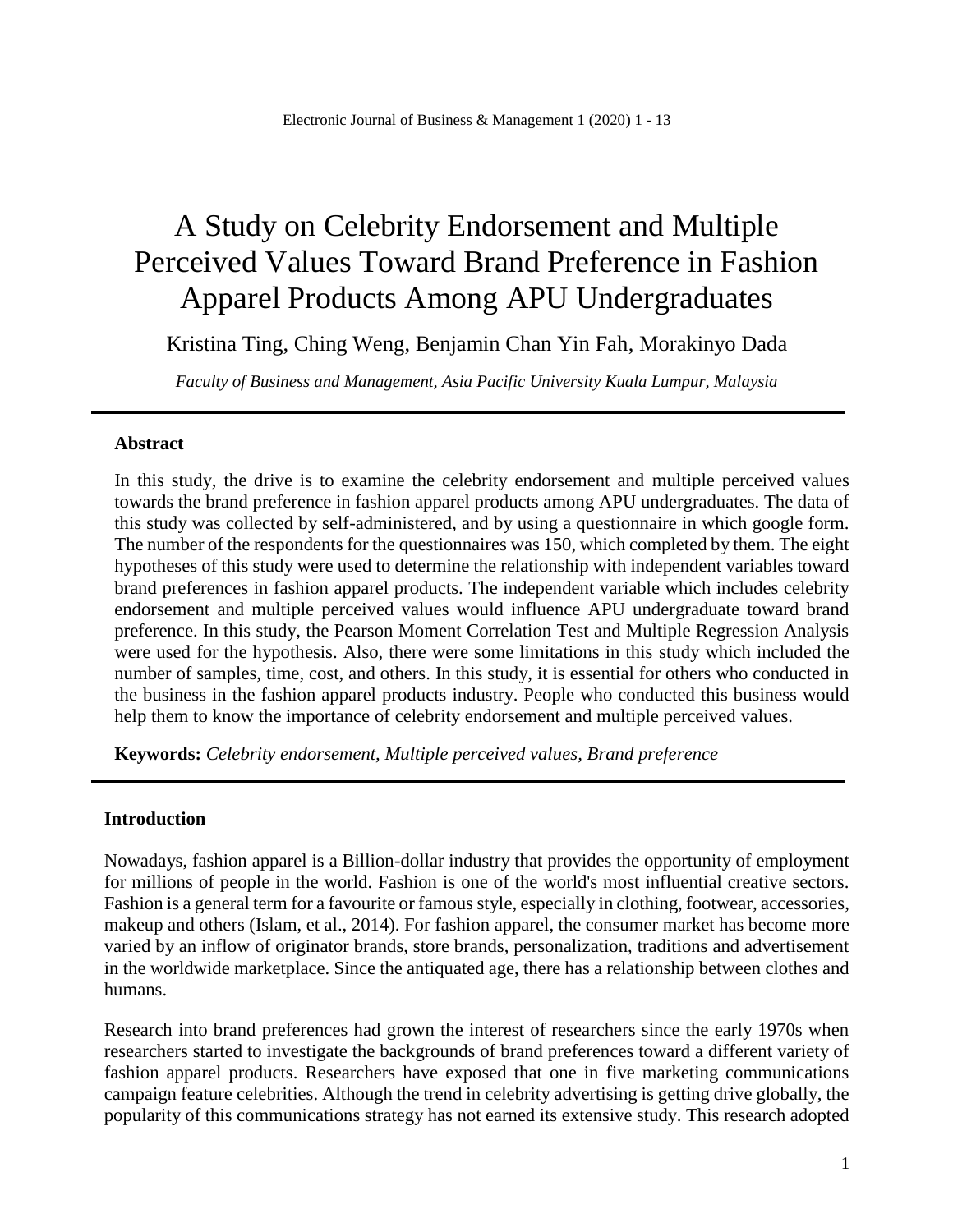# A Study on Celebrity Endorsement and Multiple Perceived Values Toward Brand Preference in Fashion Apparel Products Among APU Undergraduates

Kristina Ting, Ching Weng, Benjamin Chan Yin Fah, Morakinyo Dada

*Faculty of Business and Management, Asia Pacific University Kuala Lumpur, Malaysia*

---

## Abstract

In this study, the drive is to examine the celebrity endorsement and multiple perceived values towards the brand preference in fashion apparel products among APU undergraduates. The data of this study was collected by self-administered, and by using a questionnaire in which google form. The number of the respondents for the questionnaires was 150, which completed by them. The eight hypotheses of this study were used to determine the relationship with independent variables toward brand preferences in fashion apparel products. The independent variable which includes celebrity endorsement and multiple perceived values would influence APU undergraduate toward brand preference. In this study, the Pearson Moment Correlation Test and Multiple Regression Analysis were used for the hypothesis. Also, there were some limitations in this study which included the number of samples, time, cost, and others. In this study, it is essential for others who conducted in the business in the fashion apparel products industry. People who conducted this business would help them to know the importance of celebrity endorsement and multiple perceived values.

**Keywords:** *Celebrity endorsement, Multiple perceived values, Brand preference*

---

## Introduction

Nowadays, fashion apparel is a Billion-dollar industry that provides the opportunity of employment for millions of people in the world. Fashion is one of the world's most influential creative sectors. Fashion is a general term for a favourite or famous style, especially in clothing, footwear, accessories, makeup and others (Islam, et al., 2014). For fashion apparel, the consumer market has become more varied by an inflow of originator brands, store brands, personalization, traditions and advertisement in the worldwide marketplace. Since the antiquated age, there has a relationship between clothes and humans.

Research into brand preferences had grown the interest of researchers since the early 1970s when researchers started to investigate the backgrounds of brand preferences toward a different variety of fashion apparel products. Researchers have exposed that one in five marketing communications campaign feature celebrities. Although the trend in celebrity advertising is getting drive globally, the popularity of this communications strategy has not earned its extensive study. This research adopted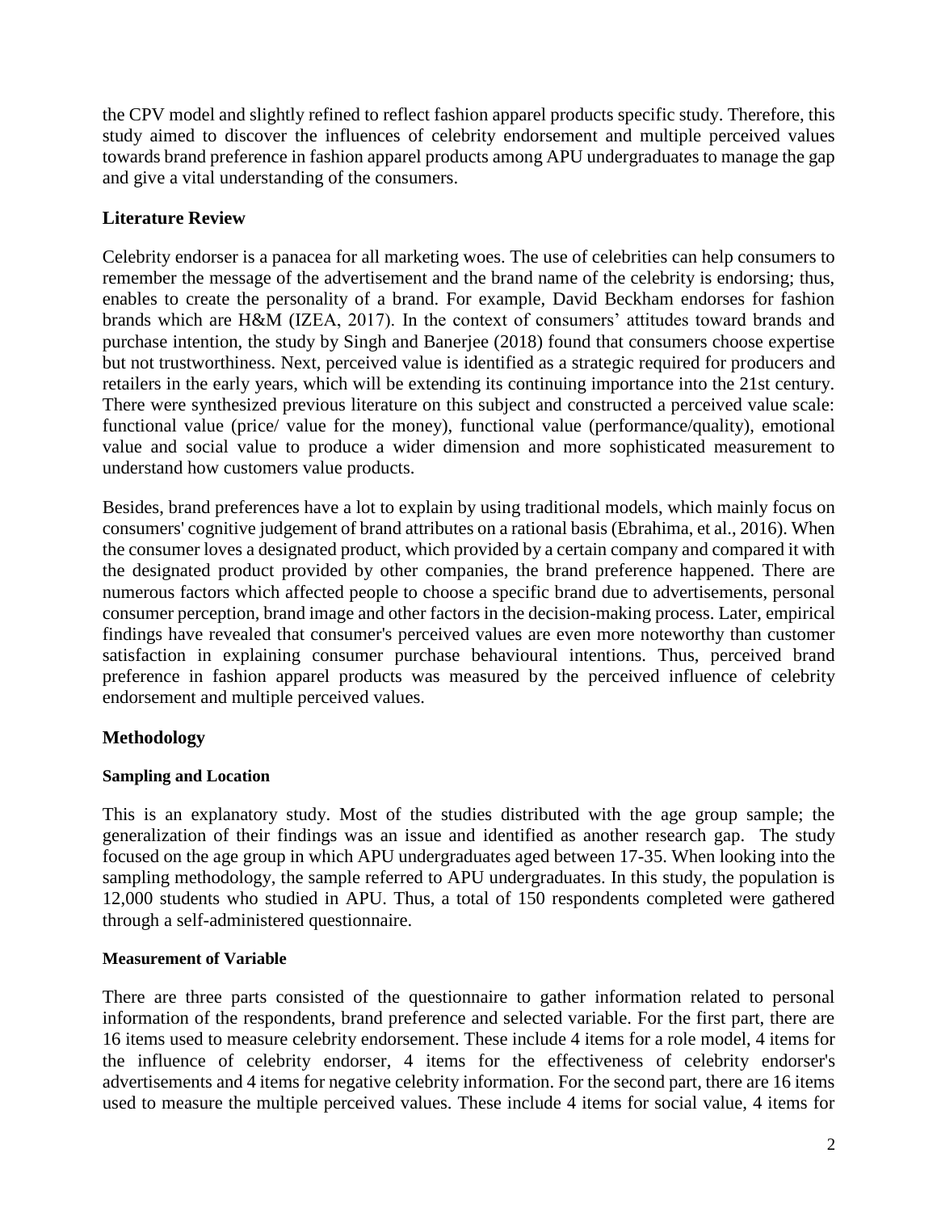the CPV model and slightly refined to reflect fashion apparel products specific study. Therefore, this study aimed to discover the influences of celebrity endorsement and multiple perceived values towards brand preference in fashion apparel products among APU undergraduates to manage the gap and give a vital understanding of the consumers.

## Literature Review

Celebrity endorser is a panacea for all marketing woes. The use of celebrities can help consumers to remember the message of the advertisement and the brand name of the celebrity is endorsing; thus, enables to create the personality of a brand. For example, David Beckham endorses for fashion brands which are H&M (IZEA, 2017). In the context of consumers' attitudes toward brands and purchase intention, the study by Singh and Banerjee (2018) found that consumers choose expertise but not trustworthiness. Next, perceived value is identified as a strategic required for producers and retailers in the early years, which will be extending its continuing importance into the 21st century. There were synthesized previous literature on this subject and constructed a perceived value scale: functional value (price/ value for the money), functional value (performance/quality), emotional value and social value to produce a wider dimension and more sophisticated measurement to understand how customers value products.

Besides, brand preferences have a lot to explain by using traditional models, which mainly focus on consumers' cognitive judgement of brand attributes on a rational basis (Ebrahima, et al., 2016). When the consumer loves a designated product, which provided by a certain company and compared it with the designated product provided by other companies, the brand preference happened. There are numerous factors which affected people to choose a specific brand due to advertisements, personal consumer perception, brand image and other factors in the decision-making process. Later, empirical findings have revealed that consumer's perceived values are even more noteworthy than customer satisfaction in explaining consumer purchase behavioural intentions. Thus, perceived brand preference in fashion apparel products was measured by the perceived influence of celebrity endorsement and multiple perceived values.

## Methodology

### Sampling and Location

This is an explanatory study. Most of the studies distributed with the age group sample; the generalization of their findings was an issue and identified as another research gap. The study focused on the age group in which APU undergraduates aged between 17-35. When looking into the sampling methodology, the sample referred to APU undergraduates. In this study, the population is 12,000 students who studied in APU. Thus, a total of 150 respondents completed were gathered through a self-administered questionnaire.

### Measurement of Variable

There are three parts consisted of the questionnaire to gather information related to personal information of the respondents, brand preference and selected variable. For the first part, there are 16 items used to measure celebrity endorsement. These include 4 items for a role model, 4 items for the influence of celebrity endorser, 4 items for the effectiveness of celebrity endorser's advertisements and 4 items for negative celebrity information. For the second part, there are 16 items used to measure the multiple perceived values. These include 4 items for social value, 4 items for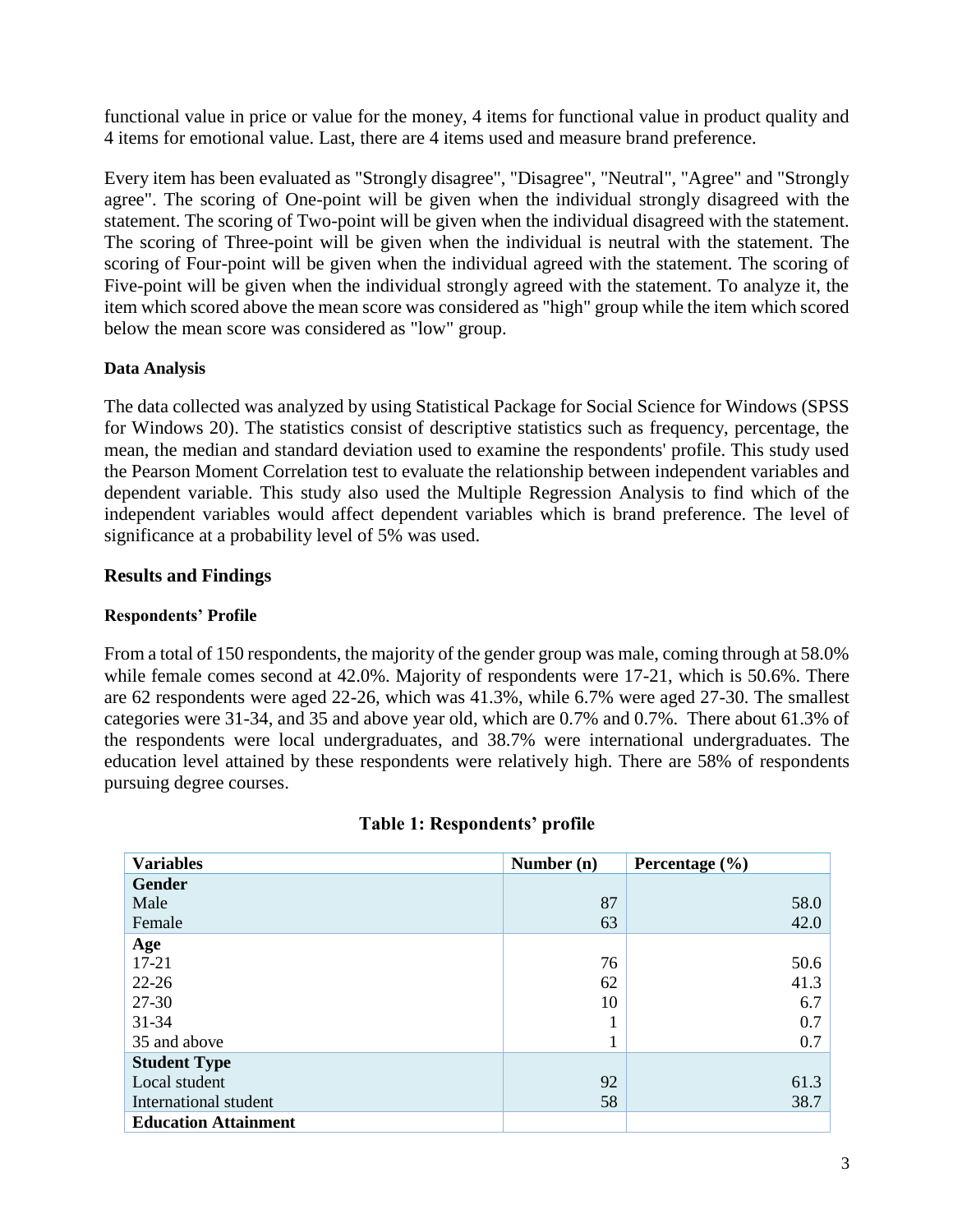functional value in price or value for the money, 4 items for functional value in product quality and 4 items for emotional value. Last, there are 4 items used and measure brand preference.

Every item has been evaluated as "Strongly disagree", "Disagree", "Neutral", "Agree" and "Strongly agree". The scoring of One-point will be given when the individual strongly disagreed with the statement. The scoring of Two-point will be given when the individual disagreed with the statement. The scoring of Three-point will be given when the individual is neutral with the statement. The scoring of Four-point will be given when the individual agreed with the statement. The scoring of Five-point will be given when the individual strongly agreed with the statement. To analyze it, the item which scored above the mean score was considered as "high" group while the item which scored below the mean score was considered as "low" group.

### Data Analysis

The data collected was analyzed by using Statistical Package for Social Science for Windows (SPSS for Windows 20). The statistics consist of descriptive statistics such as frequency, percentage, the mean, the median and standard deviation used to examine the respondents' profile. This study used the Pearson Moment Correlation test to evaluate the relationship between independent variables and dependent variable. This study also used the Multiple Regression Analysis to find which of the independent variables would affect dependent variables which is brand preference. The level of significance at a probability level of 5% was used.

## Results and Findings

### Respondents' Profile

From a total of 150 respondents, the majority of the gender group was male, coming through at 58.0% while female comes second at 42.0%. Majority of respondents were 17-21, which is 50.6%. There are 62 respondents were aged 22-26, which was 41.3%, while 6.7% were aged 27-30. The smallest categories were 31-34, and 35 and above year old, which are 0.7% and 0.7%. There about 61.3% of the respondents were local undergraduates, and 38.7% were international undergraduates. The education level attained by these respondents were relatively high. There are 58% of respondents pursuing degree courses.

**Table 1: Respondents' profile**

| Variables | Number (n) | Percentage (%) |
|---|---|---|
| **Gender** | | |
| Male | 87 | 58.0 |
| Female | 63 | 42.0 |
| **Age** | | |
| 17-21 | 76 | 50.6 |
| 22-26 | 62 | 41.3 |
| 27-30 | 10 | 6.7 |
| 31-34 | 1 | 0.7 |
| 35 and above | 1 | 0.7 |
| **Student Type** | | |
| Local student | 92 | 61.3 |
| International student | 58 | 38.7 |
| **Education Attainment** | | |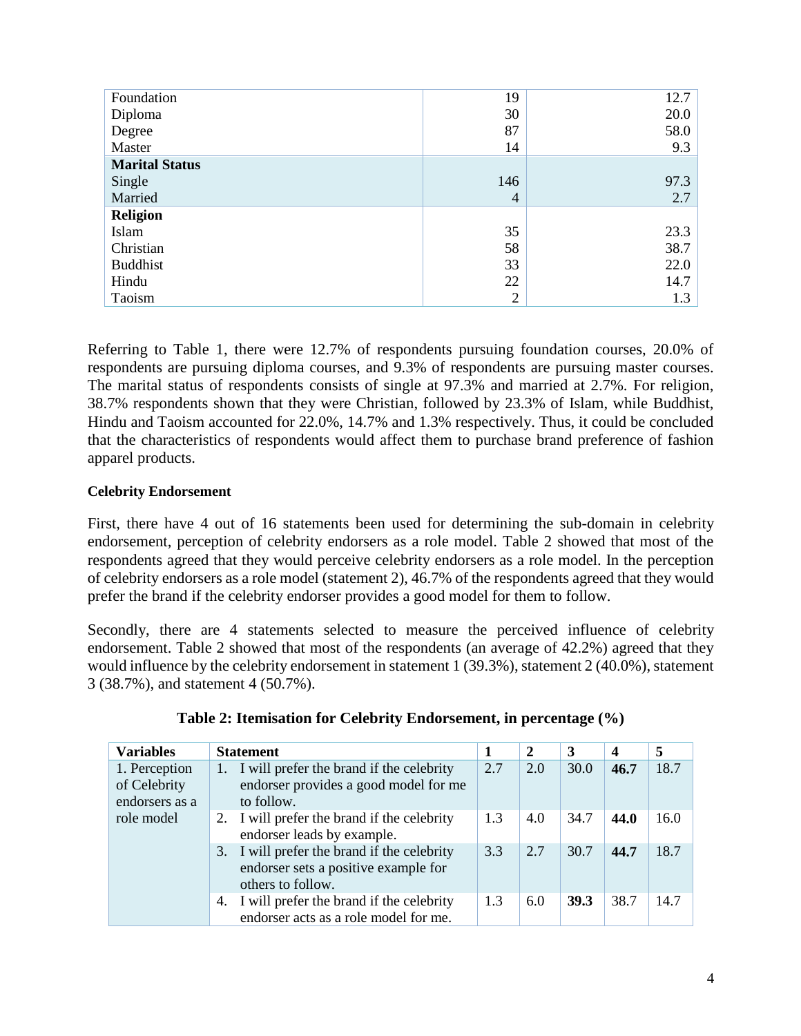| | | |
|---|---|---|
| Foundation | 19 | 12.7 |
| Diploma | 30 | 20.0 |
| Degree | 87 | 58.0 |
| Master | 14 | 9.3 |
| **Marital Status** | | |
| Single | 146 | 97.3 |
| Married | 4 | 2.7 |
| **Religion** | | |
| Islam | 35 | 23.3 |
| Christian | 58 | 38.7 |
| Buddhist | 33 | 22.0 |
| Hindu | 22 | 14.7 |
| Taoism | 2 | 1.3 |

Referring to Table 1, there were 12.7% of respondents pursuing foundation courses, 20.0% of respondents are pursuing diploma courses, and 9.3% of respondents are pursuing master courses. The marital status of respondents consists of single at 97.3% and married at 2.7%. For religion, 38.7% respondents shown that they were Christian, followed by 23.3% of Islam, while Buddhist, Hindu and Taoism accounted for 22.0%, 14.7% and 1.3% respectively. Thus, it could be concluded that the characteristics of respondents would affect them to purchase brand preference of fashion apparel products.

**Celebrity Endorsement**

First, there have 4 out of 16 statements been used for determining the sub-domain in celebrity endorsement, perception of celebrity endorsers as a role model. Table 2 showed that most of the respondents agreed that they would perceive celebrity endorsers as a role model. In the perception of celebrity endorsers as a role model (statement 2), 46.7% of the respondents agreed that they would prefer the brand if the celebrity endorser provides a good model for them to follow.

Secondly, there are 4 statements selected to measure the perceived influence of celebrity endorsement. Table 2 showed that most of the respondents (an average of 42.2%) agreed that they would influence by the celebrity endorsement in statement 1 (39.3%), statement 2 (40.0%), statement 3 (38.7%), and statement 4 (50.7%).

**Table 2: Itemisation for Celebrity Endorsement, in percentage (%)**

| Variables | Statement | 1 | 2 | 3 | 4 | 5 |
|---|---|---|---|---|---|---|
| 1. Perception of Celebrity endorsers as a role model | 1. I will prefer the brand if the celebrity endorser provides a good model for me to follow. | 2.7 | 2.0 | 30.0 | **46.7** | 18.7 |
| | 2. I will prefer the brand if the celebrity endorser leads by example. | 1.3 | 4.0 | 34.7 | **44.0** | 16.0 |
| | 3. I will prefer the brand if the celebrity endorser sets a positive example for others to follow. | 3.3 | 2.7 | 30.7 | **44.7** | 18.7 |
| | 4. I will prefer the brand if the celebrity endorser acts as a role model for me. | 1.3 | 6.0 | **39.3** | 38.7 | 14.7 |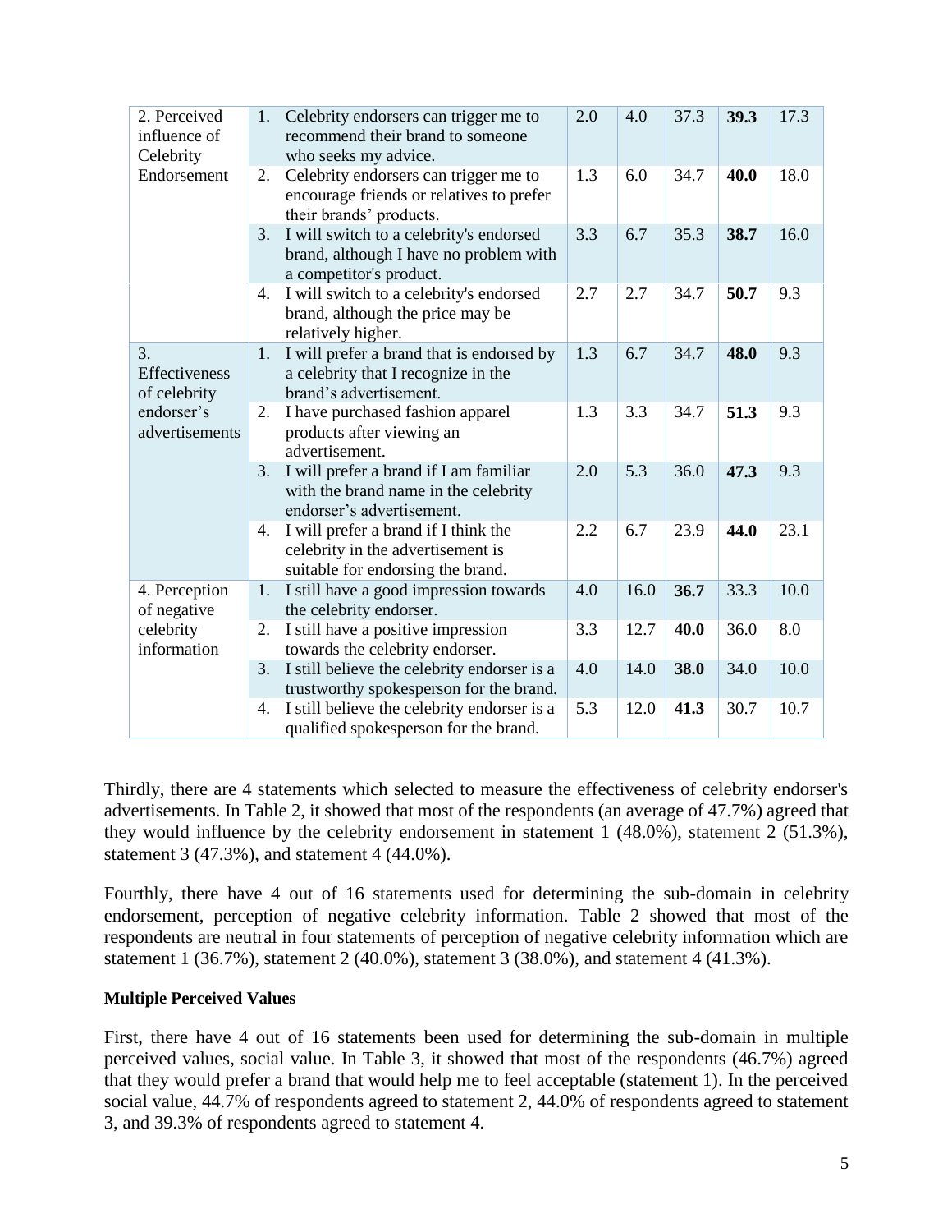| 2. Perceived influence of Celebrity Endorsement | 1. Celebrity endorsers can trigger me to recommend their brand to someone who seeks my advice. | 2.0 | 4.0 | 37.3 | **39.3** | 17.3 |
|---|---|---|---|---|---|---|
| | 2. Celebrity endorsers can trigger me to encourage friends or relatives to prefer their brands' products. | 1.3 | 6.0 | 34.7 | **40.0** | 18.0 |
| | 3. I will switch to a celebrity's endorsed brand, although I have no problem with a competitor's product. | 3.3 | 6.7 | 35.3 | **38.7** | 16.0 |
| | 4. I will switch to a celebrity's endorsed brand, although the price may be relatively higher. | 2.7 | 2.7 | 34.7 | **50.7** | 9.3 |
| 3. Effectiveness of celebrity endorser's advertisements | 1. I will prefer a brand that is endorsed by a celebrity that I recognize in the brand's advertisement. | 1.3 | 6.7 | 34.7 | **48.0** | 9.3 |
| | 2. I have purchased fashion apparel products after viewing an advertisement. | 1.3 | 3.3 | 34.7 | **51.3** | 9.3 |
| | 3. I will prefer a brand if I am familiar with the brand name in the celebrity endorser's advertisement. | 2.0 | 5.3 | 36.0 | **47.3** | 9.3 |
| | 4. I will prefer a brand if I think the celebrity in the advertisement is suitable for endorsing the brand. | 2.2 | 6.7 | 23.9 | **44.0** | 23.1 |
| 4. Perception of negative celebrity information | 1. I still have a good impression towards the celebrity endorser. | 4.0 | 16.0 | **36.7** | 33.3 | 10.0 |
| | 2. I still have a positive impression towards the celebrity endorser. | 3.3 | 12.7 | **40.0** | 36.0 | 8.0 |
| | 3. I still believe the celebrity endorser is a trustworthy spokesperson for the brand. | 4.0 | 14.0 | **38.0** | 34.0 | 10.0 |
| | 4. I still believe the celebrity endorser is a qualified spokesperson for the brand. | 5.3 | 12.0 | **41.3** | 30.7 | 10.7 |

Thirdly, there are 4 statements which selected to measure the effectiveness of celebrity endorser's advertisements. In Table 2, it showed that most of the respondents (an average of 47.7%) agreed that they would influence by the celebrity endorsement in statement 1 (48.0%), statement 2 (51.3%), statement 3 (47.3%), and statement 4 (44.0%).

Fourthly, there have 4 out of 16 statements used for determining the sub-domain in celebrity endorsement, perception of negative celebrity information. Table 2 showed that most of the respondents are neutral in four statements of perception of negative celebrity information which are statement 1 (36.7%), statement 2 (40.0%), statement 3 (38.0%), and statement 4 (41.3%).

**Multiple Perceived Values**

First, there have 4 out of 16 statements been used for determining the sub-domain in multiple perceived values, social value. In Table 3, it showed that most of the respondents (46.7%) agreed that they would prefer a brand that would help me to feel acceptable (statement 1). In the perceived social value, 44.7% of respondents agreed to statement 2, 44.0% of respondents agreed to statement 3, and 39.3% of respondents agreed to statement 4.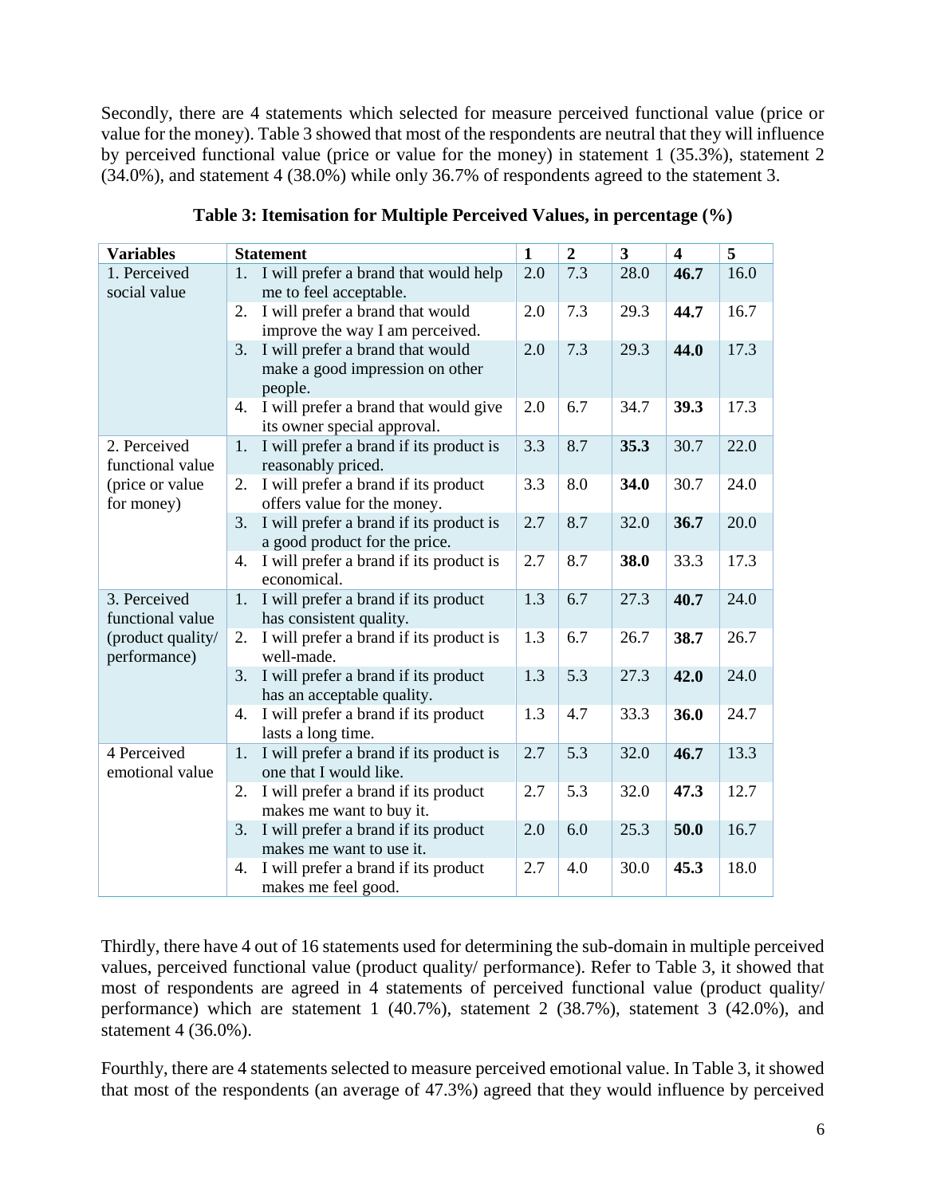Secondly, there are 4 statements which selected for measure perceived functional value (price or value for the money). Table 3 showed that most of the respondents are neutral that they will influence by perceived functional value (price or value for the money) in statement 1 (35.3%), statement 2 (34.0%), and statement 4 (38.0%) while only 36.7% of respondents agreed to the statement 3.

**Table 3: Itemisation for Multiple Perceived Values, in percentage (%)**

| Variables | Statement | 1 | 2 | 3 | 4 | 5 |
|---|---|---|---|---|---|---|
| 1. Perceived social value | 1. I will prefer a brand that would help me to feel acceptable. | 2.0 | 7.3 | 28.0 | **46.7** | 16.0 |
| | 2. I will prefer a brand that would improve the way I am perceived. | 2.0 | 7.3 | 29.3 | **44.7** | 16.7 |
| | 3. I will prefer a brand that would make a good impression on other people. | 2.0 | 7.3 | 29.3 | **44.0** | 17.3 |
| | 4. I will prefer a brand that would give its owner special approval. | 2.0 | 6.7 | 34.7 | **39.3** | 17.3 |
| 2. Perceived functional value (price or value for money) | 1. I will prefer a brand if its product is reasonably priced. | 3.3 | 8.7 | **35.3** | 30.7 | 22.0 |
| | 2. I will prefer a brand if its product offers value for the money. | 3.3 | 8.0 | **34.0** | 30.7 | 24.0 |
| | 3. I will prefer a brand if its product is a good product for the price. | 2.7 | 8.7 | 32.0 | **36.7** | 20.0 |
| | 4. I will prefer a brand if its product is economical. | 2.7 | 8.7 | **38.0** | 33.3 | 17.3 |
| 3. Perceived functional value (product quality/ performance) | 1. I will prefer a brand if its product has consistent quality. | 1.3 | 6.7 | 27.3 | **40.7** | 24.0 |
| | 2. I will prefer a brand if its product is well-made. | 1.3 | 6.7 | 26.7 | **38.7** | 26.7 |
| | 3. I will prefer a brand if its product has an acceptable quality. | 1.3 | 5.3 | 27.3 | **42.0** | 24.0 |
| | 4. I will prefer a brand if its product lasts a long time. | 1.3 | 4.7 | 33.3 | **36.0** | 24.7 |
| 4 Perceived emotional value | 1. I will prefer a brand if its product is one that I would like. | 2.7 | 5.3 | 32.0 | **46.7** | 13.3 |
| | 2. I will prefer a brand if its product makes me want to buy it. | 2.7 | 5.3 | 32.0 | **47.3** | 12.7 |
| | 3. I will prefer a brand if its product makes me want to use it. | 2.0 | 6.0 | 25.3 | **50.0** | 16.7 |
| | 4. I will prefer a brand if its product makes me feel good. | 2.7 | 4.0 | 30.0 | **45.3** | 18.0 |

Thirdly, there have 4 out of 16 statements used for determining the sub-domain in multiple perceived values, perceived functional value (product quality/ performance). Refer to Table 3, it showed that most of respondents are agreed in 4 statements of perceived functional value (product quality/ performance) which are statement 1 (40.7%), statement 2 (38.7%), statement 3 (42.0%), and statement 4 (36.0%).

Fourthly, there are 4 statements selected to measure perceived emotional value. In Table 3, it showed that most of the respondents (an average of 47.3%) agreed that they would influence by perceived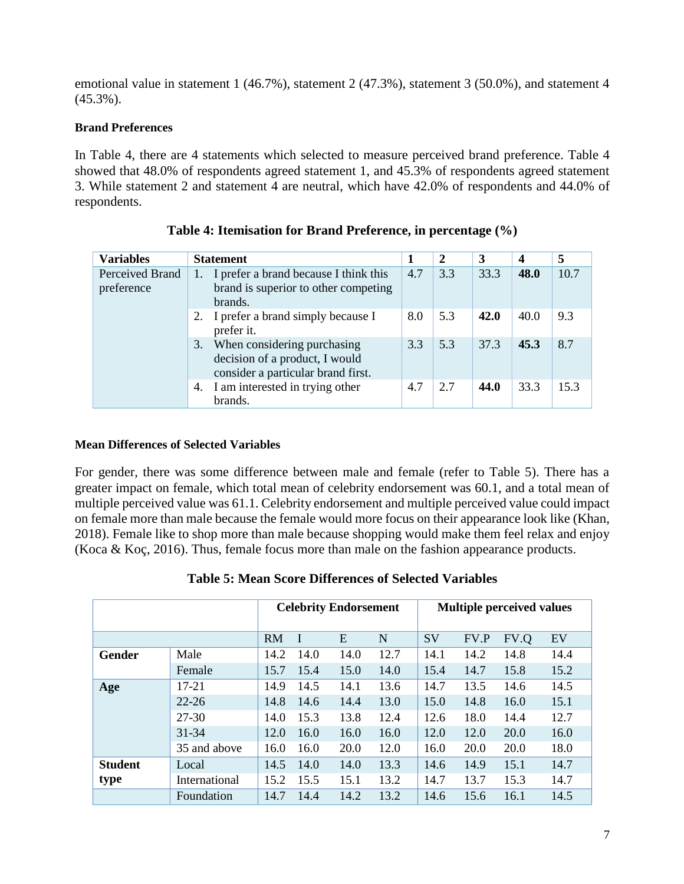emotional value in statement 1 (46.7%), statement 2 (47.3%), statement 3 (50.0%), and statement 4 (45.3%).

**Brand Preferences**

In Table 4, there are 4 statements which selected to measure perceived brand preference. Table 4 showed that 48.0% of respondents agreed statement 1, and 45.3% of respondents agreed statement 3. While statement 2 and statement 4 are neutral, which have 42.0% of respondents and 44.0% of respondents.

**Table 4: Itemisation for Brand Preference, in percentage (%)**

| Variables | Statement | 1 | 2 | 3 | 4 | 5 |
|---|---|---|---|---|---|---|
| Perceived Brand preference | 1. I prefer a brand because I think this brand is superior to other competing brands. | 4.7 | 3.3 | 33.3 | **48.0** | 10.7 |
| | 2. I prefer a brand simply because I prefer it. | 8.0 | 5.3 | **42.0** | 40.0 | 9.3 |
| | 3. When considering purchasing decision of a product, I would consider a particular brand first. | 3.3 | 5.3 | 37.3 | **45.3** | 8.7 |
| | 4. I am interested in trying other brands. | 4.7 | 2.7 | **44.0** | 33.3 | 15.3 |

**Mean Differences of Selected Variables**

For gender, there was some difference between male and female (refer to Table 5). There has a greater impact on female, which total mean of celebrity endorsement was 60.1, and a total mean of multiple perceived value was 61.1. Celebrity endorsement and multiple perceived value could impact on female more than male because the female would more focus on their appearance look like (Khan, 2018). Female like to shop more than male because shopping would make them feel relax and enjoy (Koca & Koç, 2016). Thus, female focus more than male on the fashion appearance products.

**Table 5: Mean Score Differences of Selected Variables**

| | | **Celebrity Endorsement** | | | | **Multiple perceived values** | | | |
|---|---|---|---|---|---|---|---|---|---|
| | | RM | I | E | N | SV | FV.P | FV.Q | EV |
| **Gender** | Male | 14.2 | 14.0 | 14.0 | 12.7 | 14.1 | 14.2 | 14.8 | 14.4 |
| | Female | 15.7 | 15.4 | 15.0 | 14.0 | 15.4 | 14.7 | 15.8 | 15.2 |
| **Age** | 17-21 | 14.9 | 14.5 | 14.1 | 13.6 | 14.7 | 13.5 | 14.6 | 14.5 |
| | 22-26 | 14.8 | 14.6 | 14.4 | 13.0 | 15.0 | 14.8 | 16.0 | 15.1 |
| | 27-30 | 14.0 | 15.3 | 13.8 | 12.4 | 12.6 | 18.0 | 14.4 | 12.7 |
| | 31-34 | 12.0 | 16.0 | 16.0 | 16.0 | 12.0 | 12.0 | 20.0 | 16.0 |
| | 35 and above | 16.0 | 16.0 | 20.0 | 12.0 | 16.0 | 20.0 | 20.0 | 18.0 |
| **Student type** | Local | 14.5 | 14.0 | 14.0 | 13.3 | 14.6 | 14.9 | 15.1 | 14.7 |
| | International | 15.2 | 15.5 | 15.1 | 13.2 | 14.7 | 13.7 | 15.3 | 14.7 |
| | Foundation | 14.7 | 14.4 | 14.2 | 13.2 | 14.6 | 15.6 | 16.1 | 14.5 |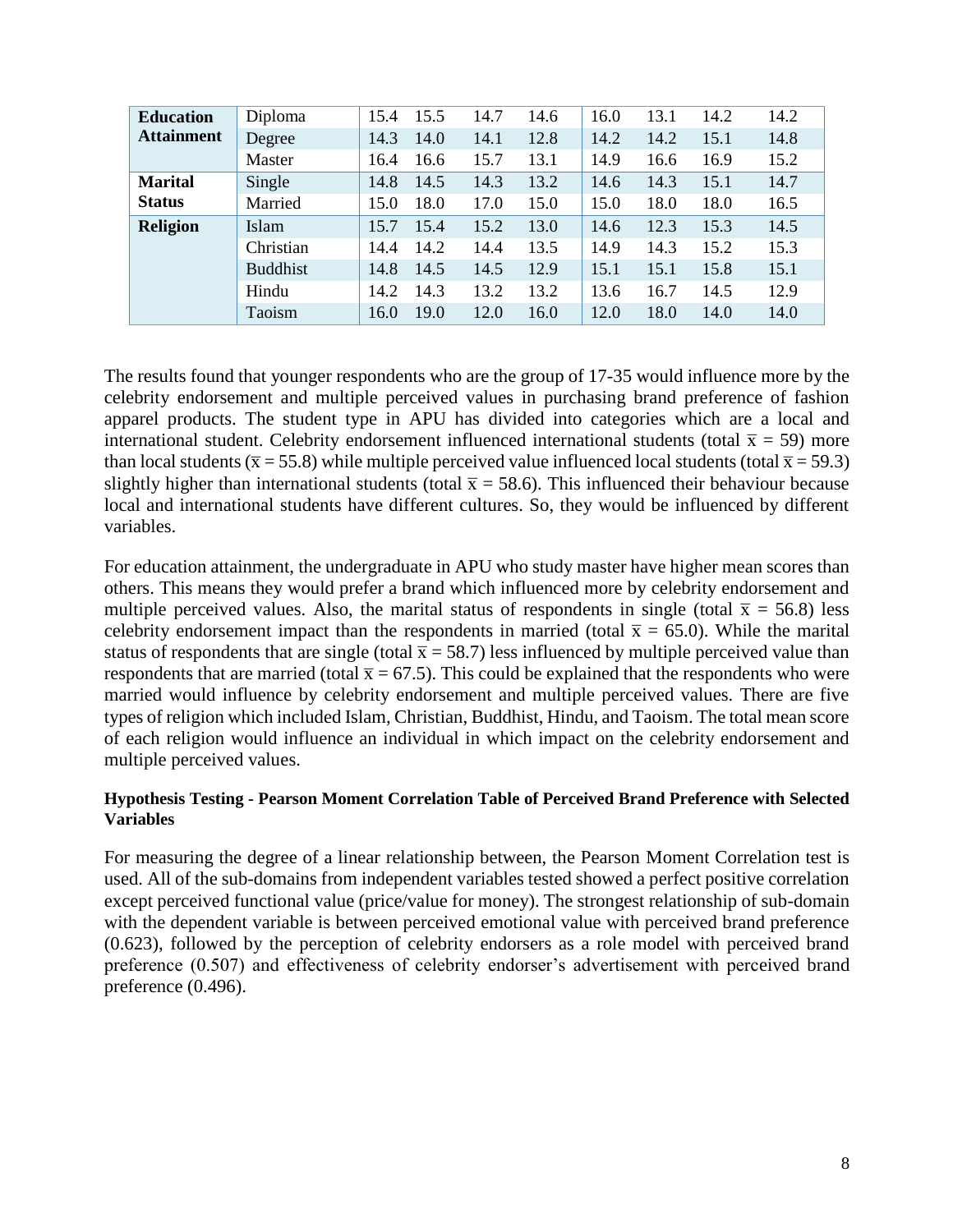| | | | | | | | | | |
|---|---|---|---|---|---|---|---|---|---|
| **Education Attainment** | Diploma | 15.4 | 15.5 | 14.7 | 14.6 | 16.0 | 13.1 | 14.2 | 14.2 |
| | Degree | 14.3 | 14.0 | 14.1 | 12.8 | 14.2 | 14.2 | 15.1 | 14.8 |
| | Master | 16.4 | 16.6 | 15.7 | 13.1 | 14.9 | 16.6 | 16.9 | 15.2 |
| **Marital Status** | Single | 14.8 | 14.5 | 14.3 | 13.2 | 14.6 | 14.3 | 15.1 | 14.7 |
| | Married | 15.0 | 18.0 | 17.0 | 15.0 | 15.0 | 18.0 | 18.0 | 16.5 |
| **Religion** | Islam | 15.7 | 15.4 | 15.2 | 13.0 | 14.6 | 12.3 | 15.3 | 14.5 |
| | Christian | 14.4 | 14.2 | 14.4 | 13.5 | 14.9 | 14.3 | 15.2 | 15.3 |
| | Buddhist | 14.8 | 14.5 | 14.5 | 12.9 | 15.1 | 15.1 | 15.8 | 15.1 |
| | Hindu | 14.2 | 14.3 | 13.2 | 13.2 | 13.6 | 16.7 | 14.5 | 12.9 |
| | Taoism | 16.0 | 19.0 | 12.0 | 16.0 | 12.0 | 18.0 | 14.0 | 14.0 |

The results found that younger respondents who are the group of 17-35 would influence more by the celebrity endorsement and multiple perceived values in purchasing brand preference of fashion apparel products. The student type in APU has divided into categories which are a local and international student. Celebrity endorsement influenced international students (total $\bar{x}$ = 59) more than local students ($\bar{x}$ = 55.8) while multiple perceived value influenced local students (total $\bar{x}$ = 59.3) slightly higher than international students (total $\bar{x}$ = 58.6). This influenced their behaviour because local and international students have different cultures. So, they would be influenced by different variables.

For education attainment, the undergraduate in APU who study master have higher mean scores than others. This means they would prefer a brand which influenced more by celebrity endorsement and multiple perceived values. Also, the marital status of respondents in single (total $\bar{x}$ = 56.8) less celebrity endorsement impact than the respondents in married (total $\bar{x}$ = 65.0). While the marital status of respondents that are single (total $\bar{x}$ = 58.7) less influenced by multiple perceived value than respondents that are married (total $\bar{x}$ = 67.5). This could be explained that the respondents who were married would influence by celebrity endorsement and multiple perceived values. There are five types of religion which included Islam, Christian, Buddhist, Hindu, and Taoism. The total mean score of each religion would influence an individual in which impact on the celebrity endorsement and multiple perceived values.

**Hypothesis Testing - Pearson Moment Correlation Table of Perceived Brand Preference with Selected Variables**

For measuring the degree of a linear relationship between, the Pearson Moment Correlation test is used. All of the sub-domains from independent variables tested showed a perfect positive correlation except perceived functional value (price/value for money). The strongest relationship of sub-domain with the dependent variable is between perceived emotional value with perceived brand preference (0.623), followed by the perception of celebrity endorsers as a role model with perceived brand preference (0.507) and effectiveness of celebrity endorser's advertisement with perceived brand preference (0.496).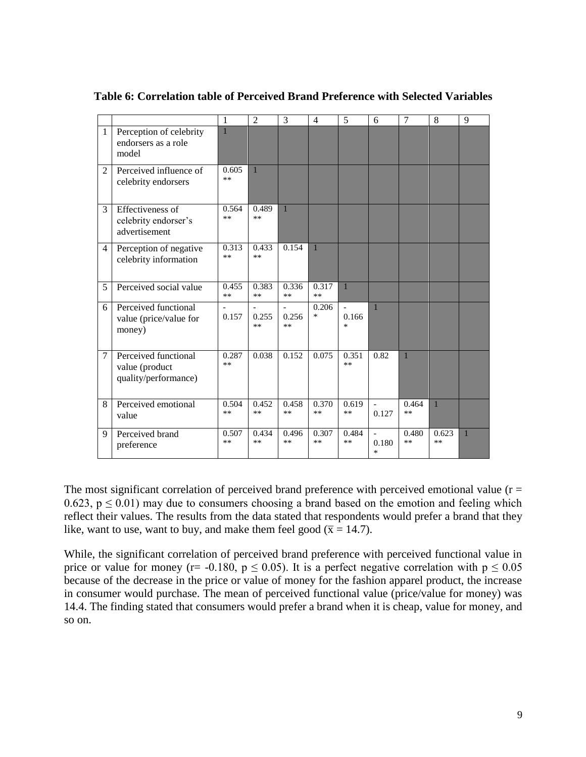**Table 6: Correlation table of Perceived Brand Preference with Selected Variables**

| | | 1 | 2 | 3 | 4 | 5 | 6 | 7 | 8 | 9 |
|---|---|---|---|---|---|---|---|---|---|---|
| 1 | Perception of celebrity endorsers as a role model | 1 | | | | | | | | |
| 2 | Perceived influence of celebrity endorsers | 0.605 ** | 1 | | | | | | | |
| 3 | Effectiveness of celebrity endorser's advertisement | 0.564 ** | 0.489 ** | 1 | | | | | | |
| 4 | Perception of negative celebrity information | 0.313 ** | 0.433 ** | 0.154 | 1 | | | | | |
| 5 | Perceived social value | 0.455 ** | 0.383 ** | 0.336 ** | 0.317 ** | 1 | | | | |
| 6 | Perceived functional value (price/value for money) | -0.157 | -0.255 ** | -0.256 ** | 0.206 * | -0.166 * | 1 | | | |
| 7 | Perceived functional value (product quality/performance) | 0.287 ** | 0.038 | 0.152 | 0.075 | 0.351 ** | 0.82 | 1 | | |
| 8 | Perceived emotional value | 0.504 ** | 0.452 ** | 0.458 ** | 0.370 ** | 0.619 ** | -0.127 | 0.464 ** | 1 | |
| 9 | Perceived brand preference | 0.507 ** | 0.434 ** | 0.496 ** | 0.307 ** | 0.484 ** | -0.180 * | 0.480 ** | 0.623 ** | 1 |

The most significant correlation of perceived brand preference with perceived emotional value ($r = 0.623$, $p \leq 0.01$) may due to consumers choosing a brand based on the emotion and feeling which reflect their values. The results from the data stated that respondents would prefer a brand that they like, want to use, want to buy, and make them feel good ($\overline{x} = 14.7$).

While, the significant correlation of perceived brand preference with perceived functional value in price or value for money ($r = -0.180$, $p \leq 0.05$). It is a perfect negative correlation with $p \leq 0.05$ because of the decrease in the price or value of money for the fashion apparel product, the increase in consumer would purchase. The mean of perceived functional value (price/value for money) was 14.4. The finding stated that consumers would prefer a brand when it is cheap, value for money, and so on.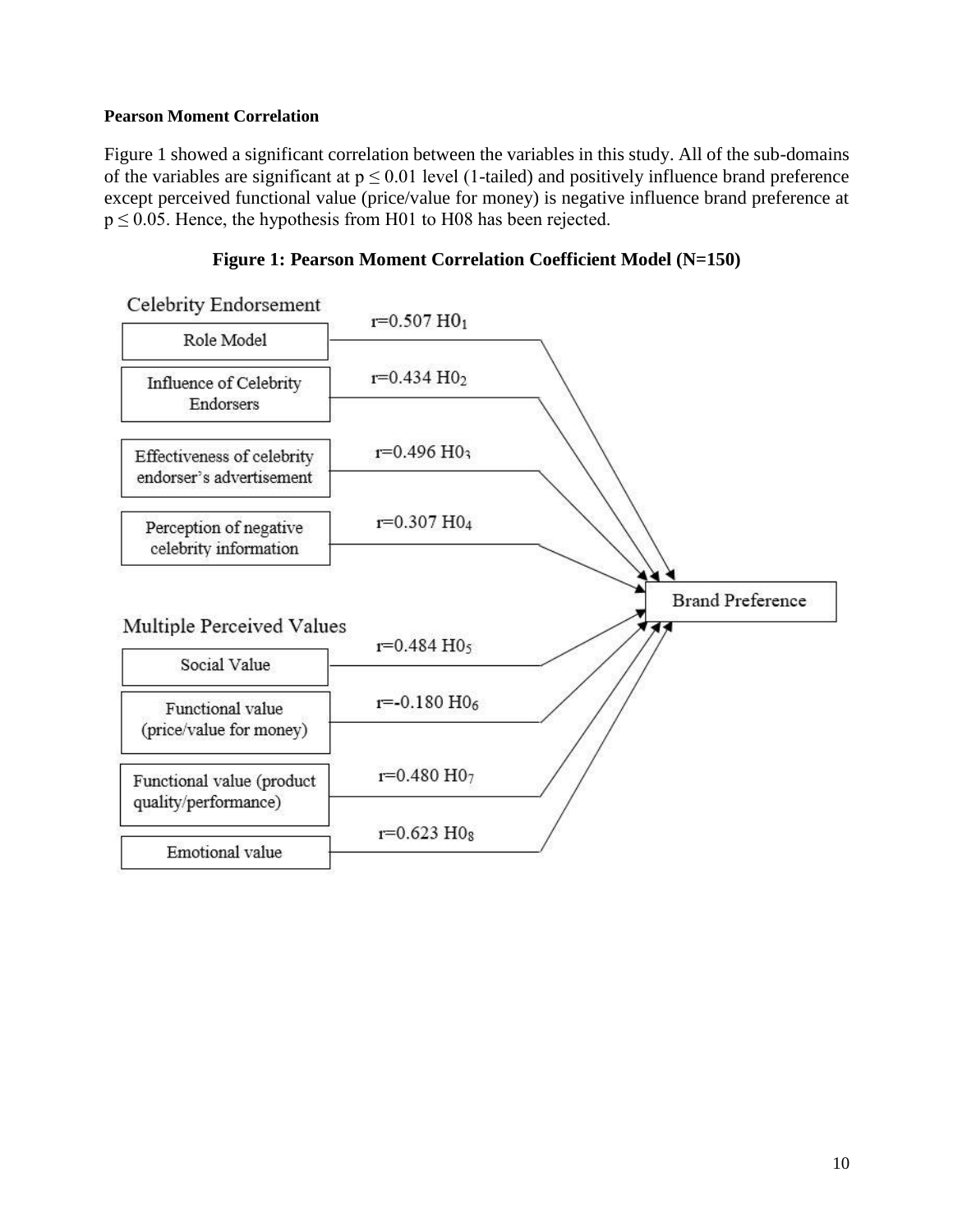**Pearson Moment Correlation**

Figure 1 showed a significant correlation between the variables in this study. All of the sub-domains of the variables are significant at $p \leq 0.01$ level (1-tailed) and positively influence brand preference except perceived functional value (price/value for money) is negative influence brand preference at $p \leq 0.05$. Hence, the hypothesis from H01 to H08 has been rejected.

**Figure 1: Pearson Moment Correlation Coefficient Model (N=150)**

Celebrity Endorsement

- Role Model — $r=0.507$ $H0_1$ → Brand Preference
- Influence of Celebrity Endorsers — $r=0.434$ $H0_2$ → Brand Preference
- Effectiveness of celebrity endorser's advertisement — $r=0.496$ $H0_3$ → Brand Preference
- Perception of negative celebrity information — $r=0.307$ $H0_4$ → Brand Preference

Multiple Perceived Values

- Social Value — $r=0.484$ $H0_5$ → Brand Preference
- Functional value (price/value for money) — $r=-0.180$ $H0_6$ → Brand Preference
- Functional value (product quality/performance) — $r=0.480$ $H0_7$ → Brand Preference
- Emotional value — $r=0.623$ $H0_8$ → Brand Preference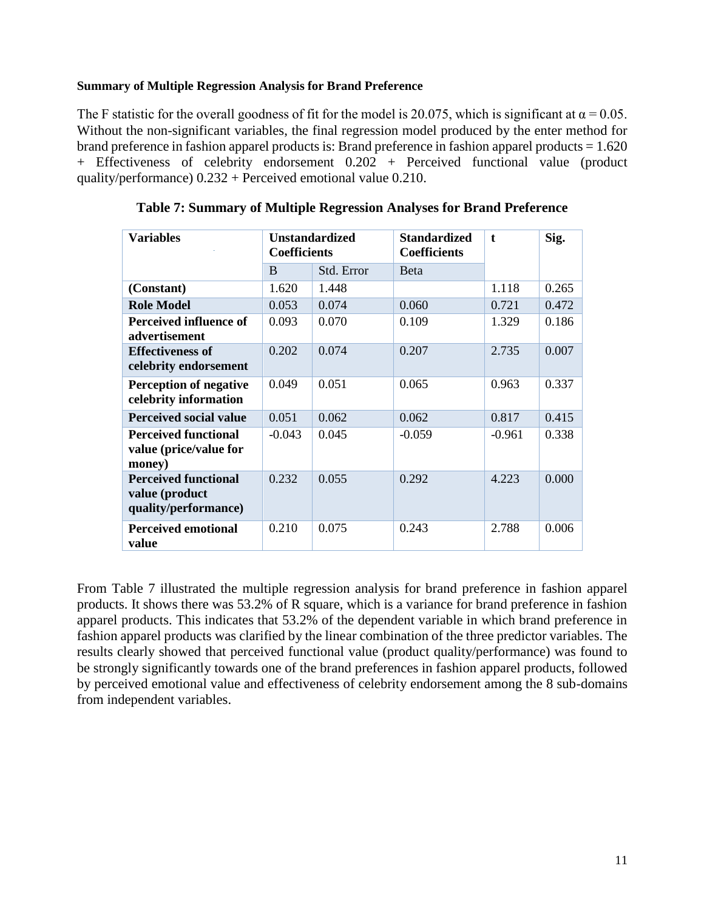**Summary of Multiple Regression Analysis for Brand Preference**

The F statistic for the overall goodness of fit for the model is 20.075, which is significant at $\alpha = 0.05$. Without the non-significant variables, the final regression model produced by the enter method for brand preference in fashion apparel products is: Brand preference in fashion apparel products = 1.620 + Effectiveness of celebrity endorsement 0.202 + Perceived functional value (product quality/performance) 0.232 + Perceived emotional value 0.210.

**Table 7: Summary of Multiple Regression Analyses for Brand Preference**

| Variables | Unstandardized Coefficients | | Standardized Coefficients | t | Sig. |
|---|---|---|---|---|---|
| | B | Std. Error | Beta | | |
| **(Constant)** | 1.620 | 1.448 | | 1.118 | 0.265 |
| **Role Model** | 0.053 | 0.074 | 0.060 | 0.721 | 0.472 |
| **Perceived influence of advertisement** | 0.093 | 0.070 | 0.109 | 1.329 | 0.186 |
| **Effectiveness of celebrity endorsement** | 0.202 | 0.074 | 0.207 | 2.735 | 0.007 |
| **Perception of negative celebrity information** | 0.049 | 0.051 | 0.065 | 0.963 | 0.337 |
| **Perceived social value** | 0.051 | 0.062 | 0.062 | 0.817 | 0.415 |
| **Perceived functional value (price/value for money)** | -0.043 | 0.045 | -0.059 | -0.961 | 0.338 |
| **Perceived functional value (product quality/performance)** | 0.232 | 0.055 | 0.292 | 4.223 | 0.000 |
| **Perceived emotional value** | 0.210 | 0.075 | 0.243 | 2.788 | 0.006 |

From Table 7 illustrated the multiple regression analysis for brand preference in fashion apparel products. It shows there was 53.2% of R square, which is a variance for brand preference in fashion apparel products. This indicates that 53.2% of the dependent variable in which brand preference in fashion apparel products was clarified by the linear combination of the three predictor variables. The results clearly showed that perceived functional value (product quality/performance) was found to be strongly significantly towards one of the brand preferences in fashion apparel products, followed by perceived emotional value and effectiveness of celebrity endorsement among the 8 sub-domains from independent variables.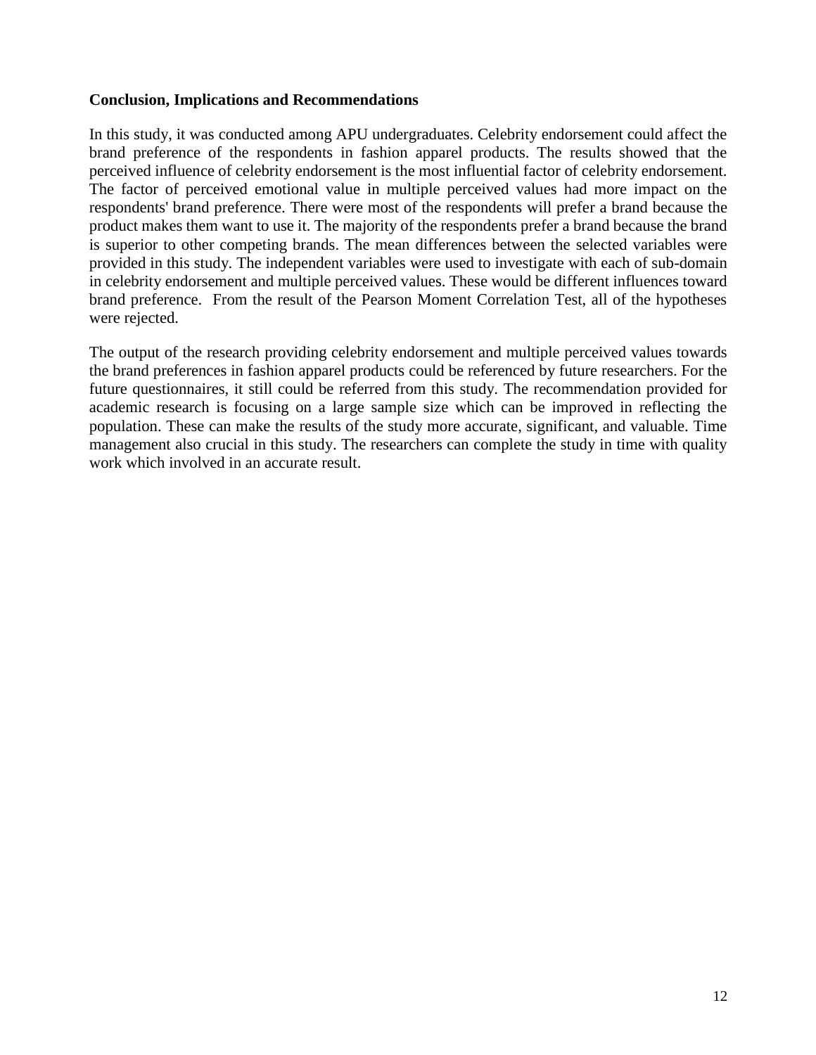**Conclusion, Implications and Recommendations**

In this study, it was conducted among APU undergraduates. Celebrity endorsement could affect the brand preference of the respondents in fashion apparel products. The results showed that the perceived influence of celebrity endorsement is the most influential factor of celebrity endorsement. The factor of perceived emotional value in multiple perceived values had more impact on the respondents' brand preference. There were most of the respondents will prefer a brand because the product makes them want to use it. The majority of the respondents prefer a brand because the brand is superior to other competing brands. The mean differences between the selected variables were provided in this study. The independent variables were used to investigate with each of sub-domain in celebrity endorsement and multiple perceived values. These would be different influences toward brand preference. From the result of the Pearson Moment Correlation Test, all of the hypotheses were rejected.

The output of the research providing celebrity endorsement and multiple perceived values towards the brand preferences in fashion apparel products could be referenced by future researchers. For the future questionnaires, it still could be referred from this study. The recommendation provided for academic research is focusing on a large sample size which can be improved in reflecting the population. These can make the results of the study more accurate, significant, and valuable. Time management also crucial in this study. The researchers can complete the study in time with quality work which involved in an accurate result.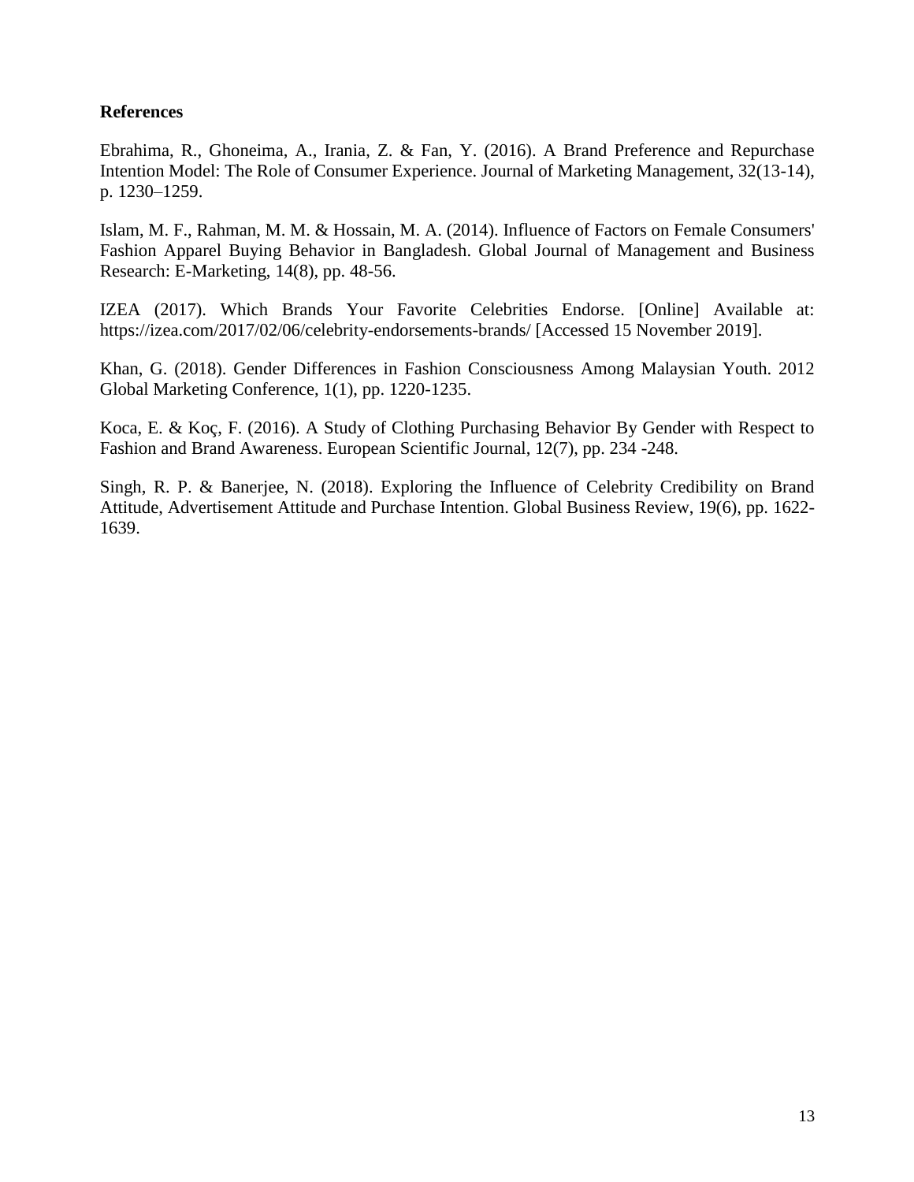**References**

Ebrahima, R., Ghoneima, A., Irania, Z. & Fan, Y. (2016). A Brand Preference and Repurchase Intention Model: The Role of Consumer Experience. Journal of Marketing Management, 32(13-14), p. 1230–1259.

Islam, M. F., Rahman, M. M. & Hossain, M. A. (2014). Influence of Factors on Female Consumers' Fashion Apparel Buying Behavior in Bangladesh. Global Journal of Management and Business Research: E-Marketing, 14(8), pp. 48-56.

IZEA (2017). Which Brands Your Favorite Celebrities Endorse. [Online] Available at: https://izea.com/2017/02/06/celebrity-endorsements-brands/ [Accessed 15 November 2019].

Khan, G. (2018). Gender Differences in Fashion Consciousness Among Malaysian Youth. 2012 Global Marketing Conference, 1(1), pp. 1220-1235.

Koca, E. & Koç, F. (2016). A Study of Clothing Purchasing Behavior By Gender with Respect to Fashion and Brand Awareness. European Scientific Journal, 12(7), pp. 234 -248.

Singh, R. P. & Banerjee, N. (2018). Exploring the Influence of Celebrity Credibility on Brand Attitude, Advertisement Attitude and Purchase Intention. Global Business Review, 19(6), pp. 1622-1639.